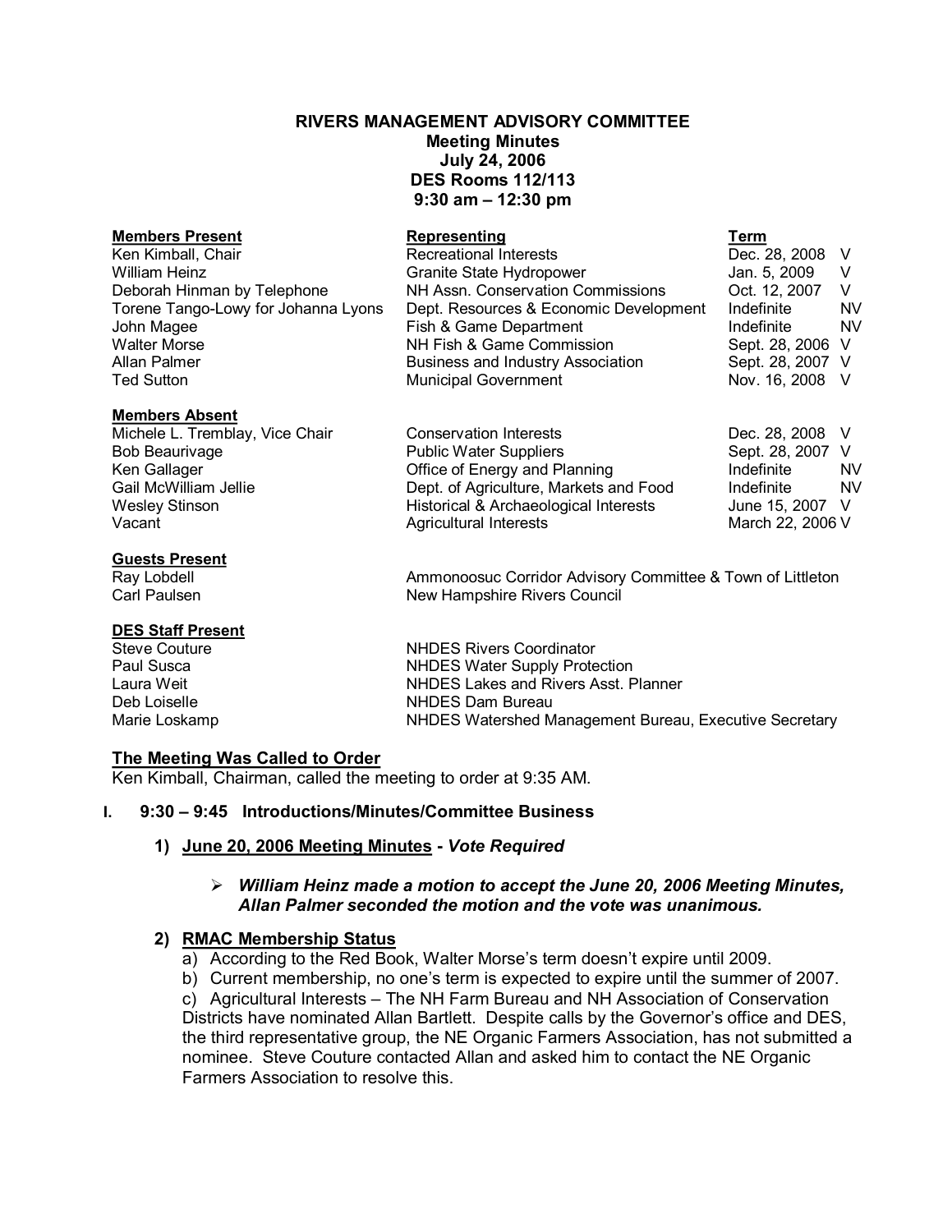**RIVERS MANAGEMENT ADVISORY COMMITTEE**
**Meeting Minutes**
**July 24, 2006**
**DES Rooms 112/113**
**9:30 am – 12:30 pm**

| **Members Present** | **Representing** | **Term** | |
|---|---|---|---|
| Ken Kimball, Chair | Recreational Interests | Dec. 28, 2008 | V |
| William Heinz | Granite State Hydropower | Jan. 5, 2009 | V |
| Deborah Hinman by Telephone | NH Assn. Conservation Commissions | Oct. 12, 2007 | V |
| Torene Tango-Lowy for Johanna Lyons | Dept. Resources & Economic Development | Indefinite | NV |
| John Magee | Fish & Game Department | Indefinite | NV |
| Walter Morse | NH Fish & Game Commission | Sept. 28, 2006 | V |
| Allan Palmer | Business and Industry Association | Sept. 28, 2007 | V |
| Ted Sutton | Municipal Government | Nov. 16, 2008 | V |

| **Members Absent** | | | |
|---|---|---|---|
| Michele L. Tremblay, Vice Chair | Conservation Interests | Dec. 28, 2008 | V |
| Bob Beaurivage | Public Water Suppliers | Sept. 28, 2007 | V |
| Ken Gallager | Office of Energy and Planning | Indefinite | NV |
| Gail McWilliam Jellie | Dept. of Agriculture, Markets and Food | Indefinite | NV |
| Wesley Stinson | Historical & Archaeological Interests | June 15, 2007 | V |
| Vacant | Agricultural Interests | March 22, 2006 | V |

| **Guests Present** | |
|---|---|
| Ray Lobdell | Ammonoosuc Corridor Advisory Committee & Town of Littleton |
| Carl Paulsen | New Hampshire Rivers Council |

| **DES Staff Present** | |
|---|---|
| Steve Couture | NHDES Rivers Coordinator |
| Paul Susca | NHDES Water Supply Protection |
| Laura Weit | NHDES Lakes and Rivers Asst. Planner |
| Deb Loiselle | NHDES Dam Bureau |
| Marie Loskamp | NHDES Watershed Management Bureau, Executive Secretary |

**The Meeting Was Called to Order**

Ken Kimball, Chairman, called the meeting to order at 9:35 AM.

## I. 9:30 – 9:45 Introductions/Minutes/Committee Business

### 1) June 20, 2006 Meeting Minutes - *Vote Required*

- ***William Heinz made a motion to accept the June 20, 2006 Meeting Minutes, Allan Palmer seconded the motion and the vote was unanimous.***

### 2) RMAC Membership Status

a) According to the Red Book, Walter Morse's term doesn't expire until 2009.

b) Current membership, no one's term is expected to expire until the summer of 2007.

c) Agricultural Interests – The NH Farm Bureau and NH Association of Conservation Districts have nominated Allan Bartlett. Despite calls by the Governor's office and DES, the third representative group, the NE Organic Farmers Association, has not submitted a nominee. Steve Couture contacted Allan and asked him to contact the NE Organic Farmers Association to resolve this.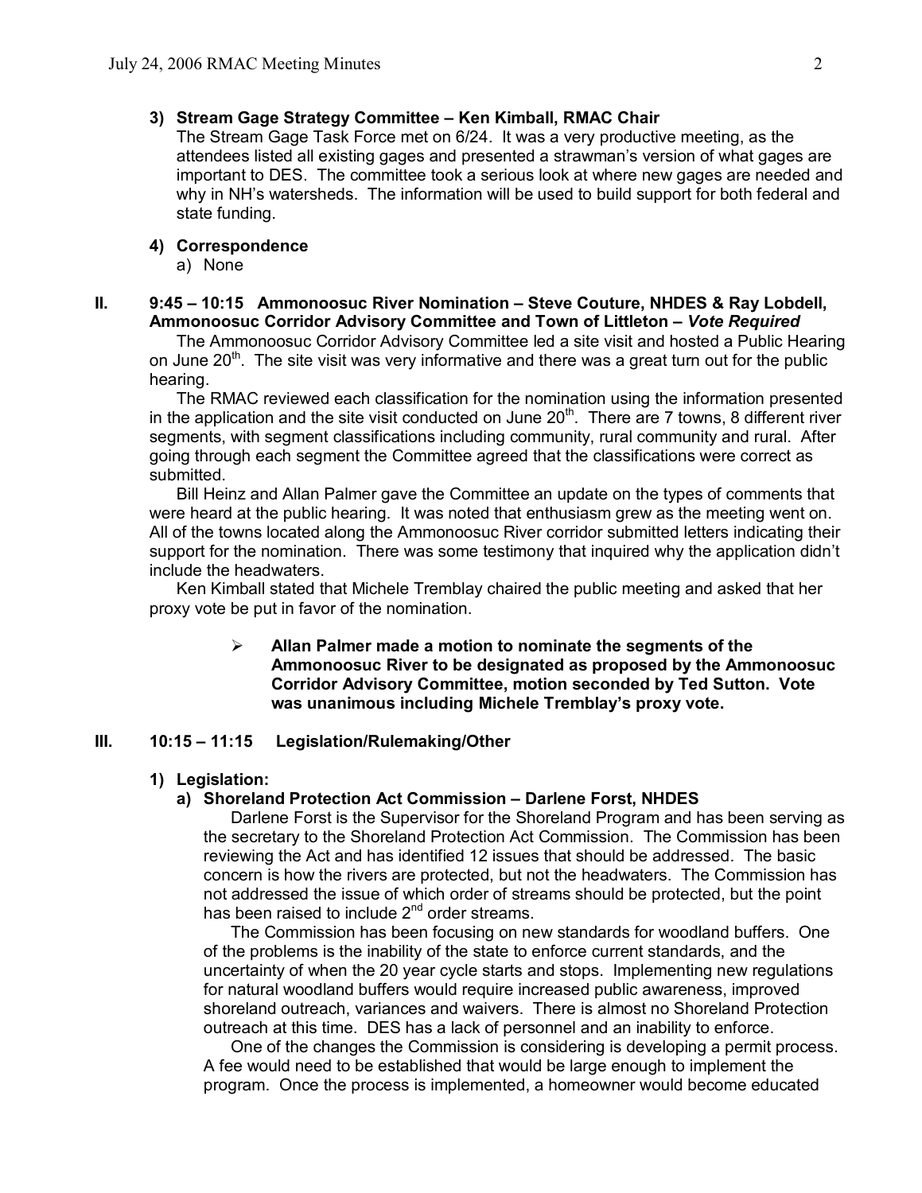**3) Stream Gage Strategy Committee – Ken Kimball, RMAC Chair**

The Stream Gage Task Force met on 6/24. It was a very productive meeting, as the attendees listed all existing gages and presented a strawman's version of what gages are important to DES. The committee took a serious look at where new gages are needed and why in NH's watersheds. The information will be used to build support for both federal and state funding.

**4) Correspondence**

a) None

## II. 9:45 – 10:15 Ammonoosuc River Nomination – Steve Couture, NHDES & Ray Lobdell, Ammonoosuc Corridor Advisory Committee and Town of Littleton – *Vote Required*

The Ammonoosuc Corridor Advisory Committee led a site visit and hosted a Public Hearing on June 20th. The site visit was very informative and there was a great turn out for the public hearing.

The RMAC reviewed each classification for the nomination using the information presented in the application and the site visit conducted on June 20th. There are 7 towns, 8 different river segments, with segment classifications including community, rural community and rural. After going through each segment the Committee agreed that the classifications were correct as submitted.

Bill Heinz and Allan Palmer gave the Committee an update on the types of comments that were heard at the public hearing. It was noted that enthusiasm grew as the meeting went on. All of the towns located along the Ammonoosuc River corridor submitted letters indicating their support for the nomination. There was some testimony that inquired why the application didn't include the headwaters.

Ken Kimball stated that Michele Tremblay chaired the public meeting and asked that her proxy vote be put in favor of the nomination.

- **Allan Palmer made a motion to nominate the segments of the Ammonoosuc River to be designated as proposed by the Ammonoosuc Corridor Advisory Committee, motion seconded by Ted Sutton. Vote was unanimous including Michele Tremblay's proxy vote.**

## III. 10:15 – 11:15 Legislation/Rulemaking/Other

**1) Legislation:**

**a) Shoreland Protection Act Commission – Darlene Forst, NHDES**

Darlene Forst is the Supervisor for the Shoreland Program and has been serving as the secretary to the Shoreland Protection Act Commission. The Commission has been reviewing the Act and has identified 12 issues that should be addressed. The basic concern is how the rivers are protected, but not the headwaters. The Commission has not addressed the issue of which order of streams should be protected, but the point has been raised to include 2nd order streams.

The Commission has been focusing on new standards for woodland buffers. One of the problems is the inability of the state to enforce current standards, and the uncertainty of when the 20 year cycle starts and stops. Implementing new regulations for natural woodland buffers would require increased public awareness, improved shoreland outreach, variances and waivers. There is almost no Shoreland Protection outreach at this time. DES has a lack of personnel and an inability to enforce.

One of the changes the Commission is considering is developing a permit process. A fee would need to be established that would be large enough to implement the program. Once the process is implemented, a homeowner would become educated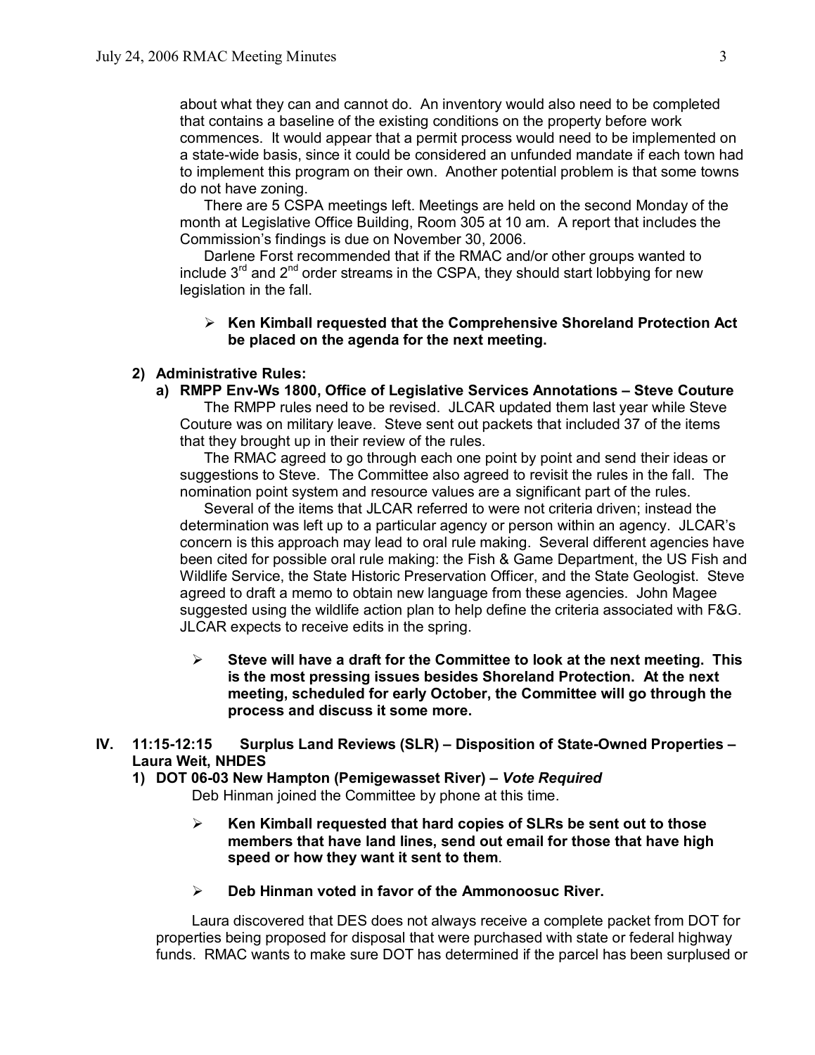about what they can and cannot do. An inventory would also need to be completed that contains a baseline of the existing conditions on the property before work commences. It would appear that a permit process would need to be implemented on a state-wide basis, since it could be considered an unfunded mandate if each town had to implement this program on their own. Another potential problem is that some towns do not have zoning.

There are 5 CSPA meetings left. Meetings are held on the second Monday of the month at Legislative Office Building, Room 305 at 10 am. A report that includes the Commission's findings is due on November 30, 2006.

Darlene Forst recommended that if the RMAC and/or other groups wanted to include 3rd and 2nd order streams in the CSPA, they should start lobbying for new legislation in the fall.

- **Ken Kimball requested that the Comprehensive Shoreland Protection Act be placed on the agenda for the next meeting.**

**2) Administrative Rules:**

**a) RMPP Env-Ws 1800, Office of Legislative Services Annotations – Steve Couture**

The RMPP rules need to be revised. JLCAR updated them last year while Steve Couture was on military leave. Steve sent out packets that included 37 of the items that they brought up in their review of the rules.

The RMAC agreed to go through each one point by point and send their ideas or suggestions to Steve. The Committee also agreed to revisit the rules in the fall. The nomination point system and resource values are a significant part of the rules.

Several of the items that JLCAR referred to were not criteria driven; instead the determination was left up to a particular agency or person within an agency. JLCAR's concern is this approach may lead to oral rule making. Several different agencies have been cited for possible oral rule making: the Fish & Game Department, the US Fish and Wildlife Service, the State Historic Preservation Officer, and the State Geologist. Steve agreed to draft a memo to obtain new language from these agencies. John Magee suggested using the wildlife action plan to help define the criteria associated with F&G. JLCAR expects to receive edits in the spring.

- **Steve will have a draft for the Committee to look at the next meeting. This is the most pressing issues besides Shoreland Protection. At the next meeting, scheduled for early October, the Committee will go through the process and discuss it some more.**

**IV. 11:15-12:15 Surplus Land Reviews (SLR) – Disposition of State-Owned Properties – Laura Weit, NHDES**

**1) DOT 06-03 New Hampton (Pemigewasset River) – *Vote Required***

Deb Hinman joined the Committee by phone at this time.

- **Ken Kimball requested that hard copies of SLRs be sent out to those members that have land lines, send out email for those that have high speed or how they want it sent to them**.

- **Deb Hinman voted in favor of the Ammonoosuc River.**

Laura discovered that DES does not always receive a complete packet from DOT for properties being proposed for disposal that were purchased with state or federal highway funds. RMAC wants to make sure DOT has determined if the parcel has been surplused or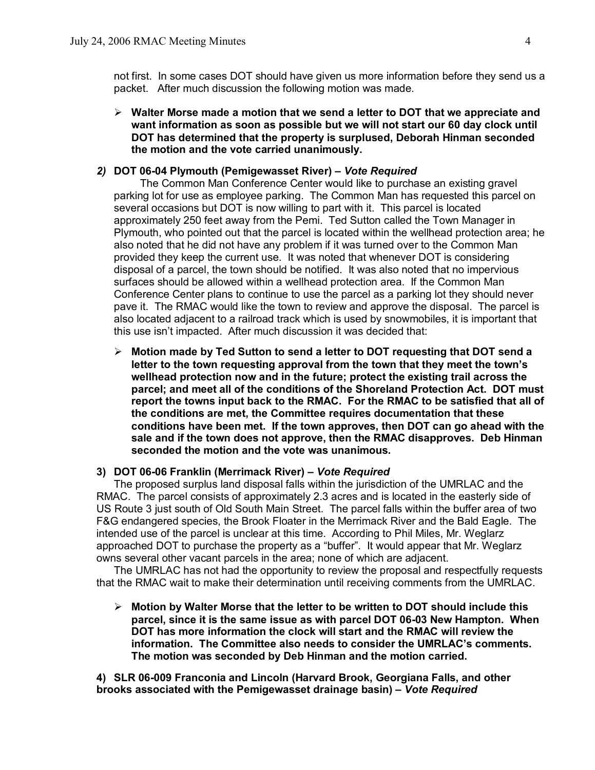not first. In some cases DOT should have given us more information before they send us a packet. After much discussion the following motion was made.

- **Walter Morse made a motion that we send a letter to DOT that we appreciate and want information as soon as possible but we will not start our 60 day clock until DOT has determined that the property is surplused, Deborah Hinman seconded the motion and the vote carried unanimously.**

***2)*** **DOT 06-04 Plymouth (Pemigewasset River) –** ***Vote Required***

The Common Man Conference Center would like to purchase an existing gravel parking lot for use as employee parking. The Common Man has requested this parcel on several occasions but DOT is now willing to part with it. This parcel is located approximately 250 feet away from the Pemi. Ted Sutton called the Town Manager in Plymouth, who pointed out that the parcel is located within the wellhead protection area; he also noted that he did not have any problem if it was turned over to the Common Man provided they keep the current use. It was noted that whenever DOT is considering disposal of a parcel, the town should be notified. It was also noted that no impervious surfaces should be allowed within a wellhead protection area. If the Common Man Conference Center plans to continue to use the parcel as a parking lot they should never pave it. The RMAC would like the town to review and approve the disposal. The parcel is also located adjacent to a railroad track which is used by snowmobiles, it is important that this use isn't impacted. After much discussion it was decided that:

- **Motion made by Ted Sutton to send a letter to DOT requesting that DOT send a letter to the town requesting approval from the town that they meet the town's wellhead protection now and in the future; protect the existing trail across the parcel; and meet all of the conditions of the Shoreland Protection Act. DOT must report the towns input back to the RMAC. For the RMAC to be satisfied that all of the conditions are met, the Committee requires documentation that these conditions have been met. If the town approves, then DOT can go ahead with the sale and if the town does not approve, then the RMAC disapproves. Deb Hinman seconded the motion and the vote was unanimous.**

**3) DOT 06-06 Franklin (Merrimack River) –** ***Vote Required***

The proposed surplus land disposal falls within the jurisdiction of the UMRLAC and the RMAC. The parcel consists of approximately 2.3 acres and is located in the easterly side of US Route 3 just south of Old South Main Street. The parcel falls within the buffer area of two F&G endangered species, the Brook Floater in the Merrimack River and the Bald Eagle. The intended use of the parcel is unclear at this time. According to Phil Miles, Mr. Weglarz approached DOT to purchase the property as a "buffer". It would appear that Mr. Weglarz owns several other vacant parcels in the area; none of which are adjacent.

The UMRLAC has not had the opportunity to review the proposal and respectfully requests that the RMAC wait to make their determination until receiving comments from the UMRLAC.

- **Motion by Walter Morse that the letter to be written to DOT should include this parcel, since it is the same issue as with parcel DOT 06-03 New Hampton. When DOT has more information the clock will start and the RMAC will review the information. The Committee also needs to consider the UMRLAC's comments. The motion was seconded by Deb Hinman and the motion carried.**

**4) SLR 06-009 Franconia and Lincoln (Harvard Brook, Georgiana Falls, and other brooks associated with the Pemigewasset drainage basin) –** ***Vote Required***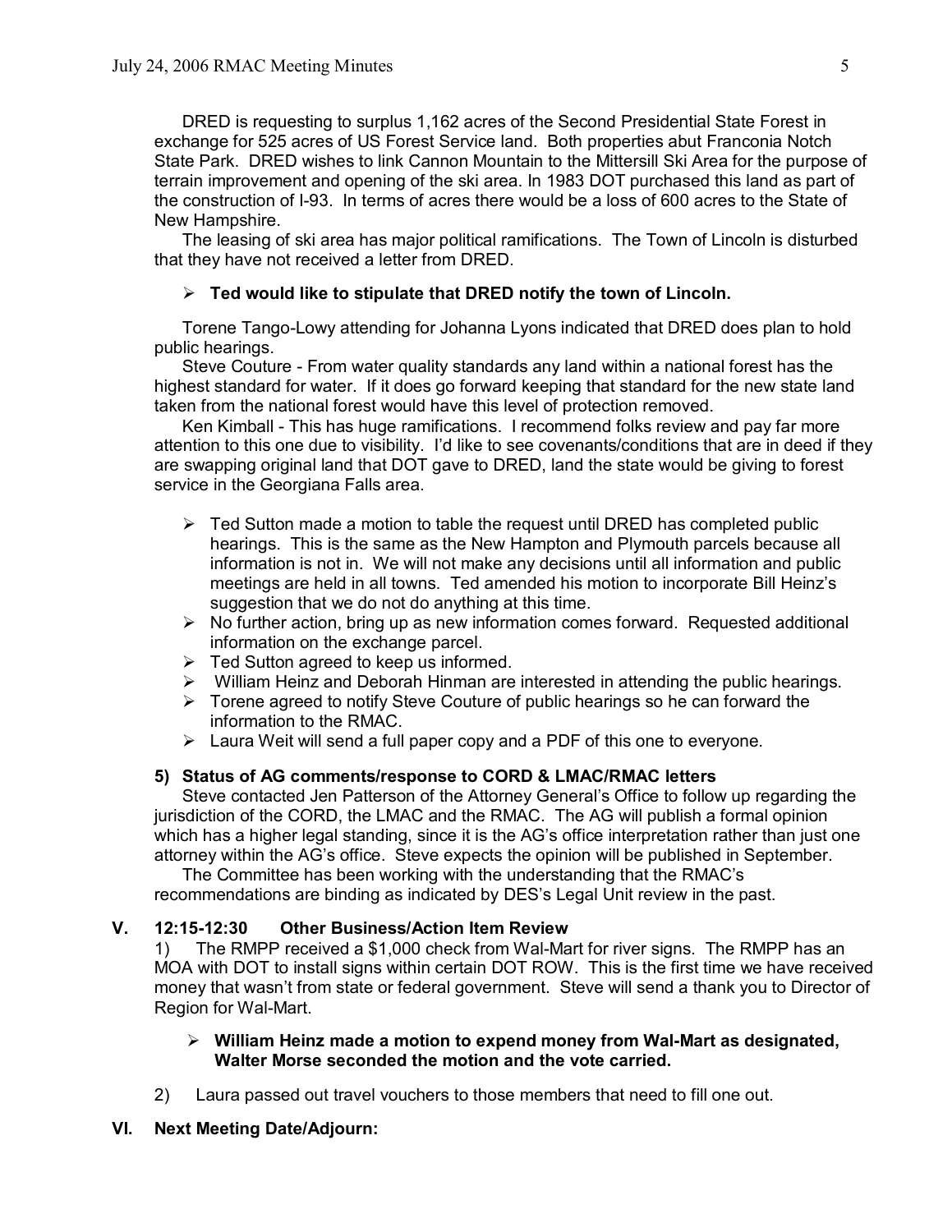DRED is requesting to surplus 1,162 acres of the Second Presidential State Forest in exchange for 525 acres of US Forest Service land. Both properties abut Franconia Notch State Park. DRED wishes to link Cannon Mountain to the Mittersill Ski Area for the purpose of terrain improvement and opening of the ski area. In 1983 DOT purchased this land as part of the construction of I-93. In terms of acres there would be a loss of 600 acres to the State of New Hampshire.

The leasing of ski area has major political ramifications. The Town of Lincoln is disturbed that they have not received a letter from DRED.

- **Ted would like to stipulate that DRED notify the town of Lincoln.**

Torene Tango-Lowy attending for Johanna Lyons indicated that DRED does plan to hold public hearings.

Steve Couture - From water quality standards any land within a national forest has the highest standard for water. If it does go forward keeping that standard for the new state land taken from the national forest would have this level of protection removed.

Ken Kimball - This has huge ramifications. I recommend folks review and pay far more attention to this one due to visibility. I'd like to see covenants/conditions that are in deed if they are swapping original land that DOT gave to DRED, land the state would be giving to forest service in the Georgiana Falls area.

- Ted Sutton made a motion to table the request until DRED has completed public hearings. This is the same as the New Hampton and Plymouth parcels because all information is not in. We will not make any decisions until all information and public meetings are held in all towns. Ted amended his motion to incorporate Bill Heinz's suggestion that we do not do anything at this time.
- No further action, bring up as new information comes forward. Requested additional information on the exchange parcel.
- Ted Sutton agreed to keep us informed.
- William Heinz and Deborah Hinman are interested in attending the public hearings.
- Torene agreed to notify Steve Couture of public hearings so he can forward the information to the RMAC.
- Laura Weit will send a full paper copy and a PDF of this one to everyone.

### 5) Status of AG comments/response to CORD & LMAC/RMAC letters

Steve contacted Jen Patterson of the Attorney General's Office to follow up regarding the jurisdiction of the CORD, the LMAC and the RMAC. The AG will publish a formal opinion which has a higher legal standing, since it is the AG's office interpretation rather than just one attorney within the AG's office. Steve expects the opinion will be published in September.

The Committee has been working with the understanding that the RMAC's recommendations are binding as indicated by DES's Legal Unit review in the past.

## V. 12:15-12:30 Other Business/Action Item Review

1) The RMPP received a $1,000 check from Wal-Mart for river signs. The RMPP has an MOA with DOT to install signs within certain DOT ROW. This is the first time we have received money that wasn't from state or federal government. Steve will send a thank you to Director of Region for Wal-Mart.

- **William Heinz made a motion to expend money from Wal-Mart as designated, Walter Morse seconded the motion and the vote carried.**

2) Laura passed out travel vouchers to those members that need to fill one out.

## VI. Next Meeting Date/Adjourn: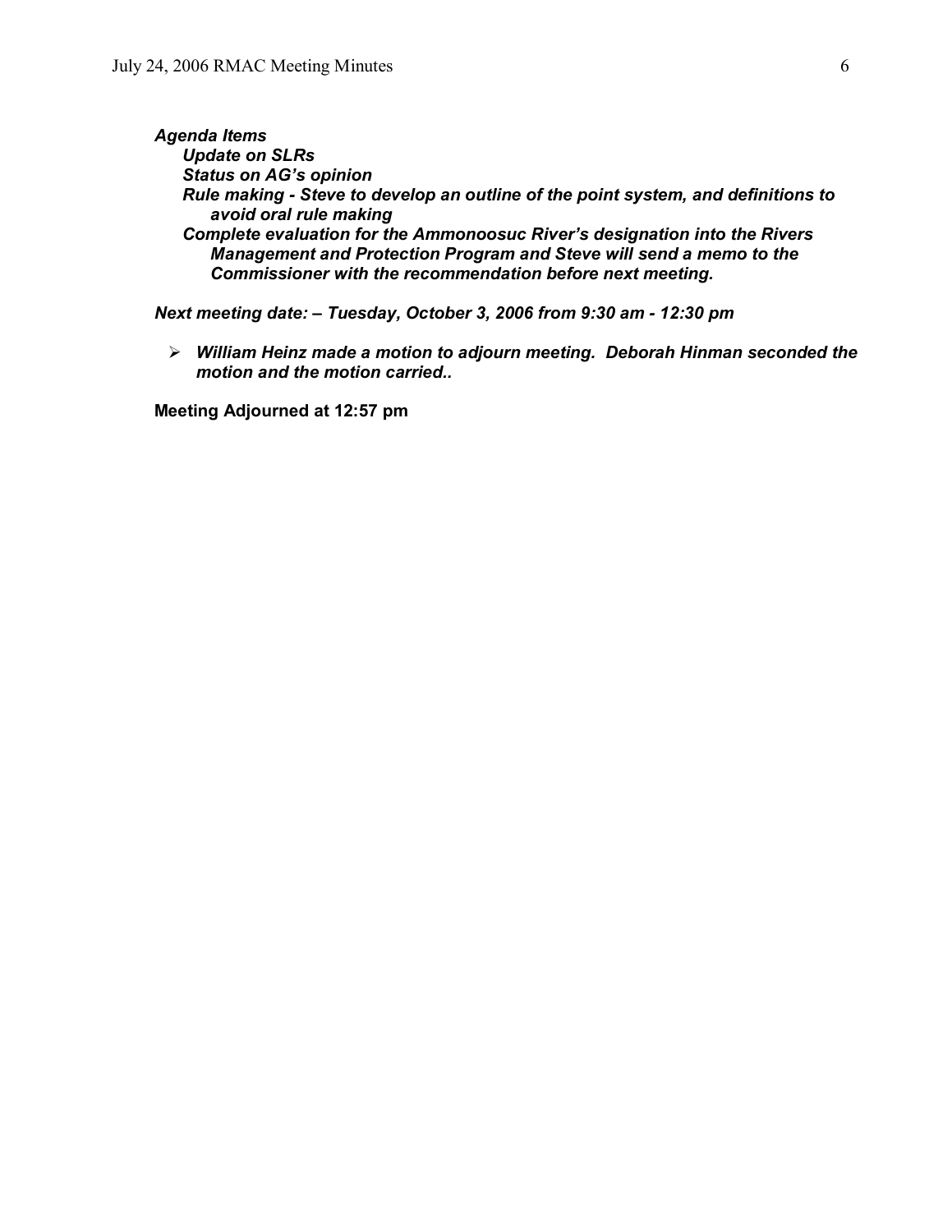***Agenda Items***

- ***Update on SLRs***
- ***Status on AG's opinion***
- ***Rule making - Steve to develop an outline of the point system, and definitions to avoid oral rule making***
- ***Complete evaluation for the Ammonoosuc River's designation into the Rivers Management and Protection Program and Steve will send a memo to the Commissioner with the recommendation before next meeting.***

***Next meeting date: – Tuesday, October 3, 2006 from 9:30 am - 12:30 pm***

- ***William Heinz made a motion to adjourn meeting. Deborah Hinman seconded the motion and the motion carried..***

**Meeting Adjourned at 12:57 pm**